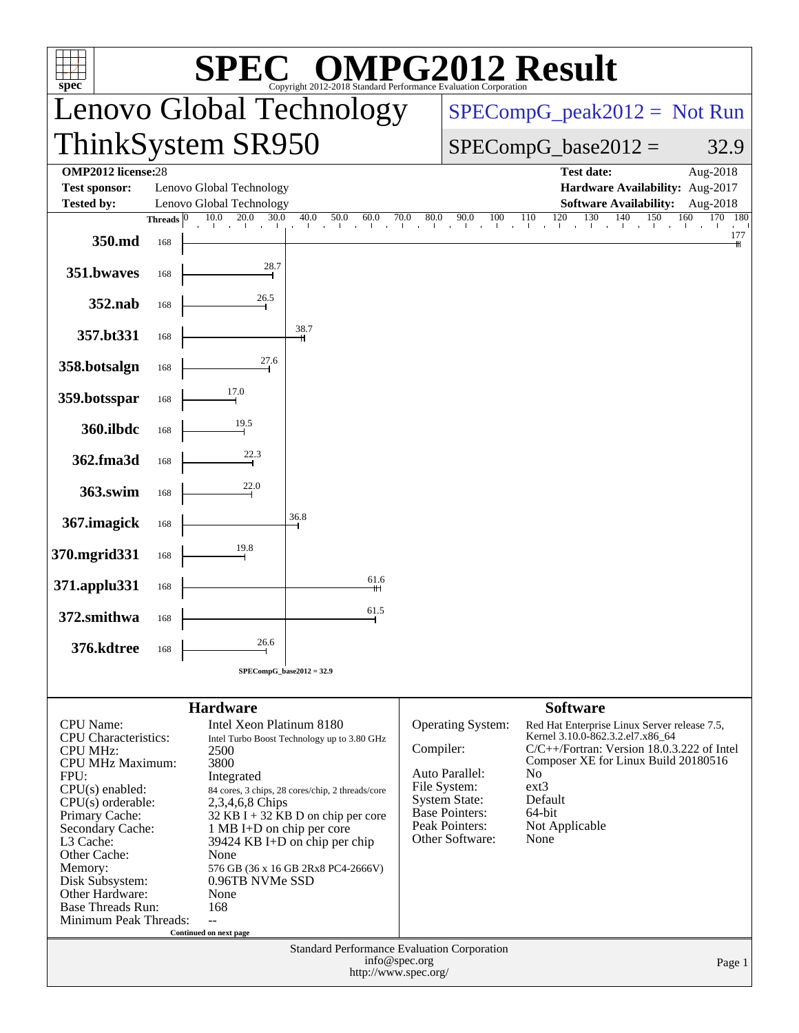# SPEC OMPG2012 Result

Copyright 2012-2018 Standard Performance Evaluation Corporation

## Lenovo Global Technology
## ThinkSystem SR950

SPECompG_peak2012 = Not Run

SPECompG_base2012 = 32.9

| | | | |
|---|---|---|---|
| **OMP2012 license:** | 28 | **Test date:** | Aug-2018 |
| **Test sponsor:** | Lenovo Global Technology | **Hardware Availability:** | Aug-2017 |
| **Tested by:** | Lenovo Global Technology | **Software Availability:** | Aug-2018 |

| Benchmark | Threads | Base Ratio |
|---|---|---|
| 350.md | 168 | 177 |
| 351.bwaves | 168 | 28.7 |
| 352.nab | 168 | 26.5 |
| 357.bt331 | 168 | 38.7 |
| 358.botsalgn | 168 | 27.6 |
| 359.botsspar | 168 | 17.0 |
| 360.ilbdc | 168 | 19.5 |
| 362.fma3d | 168 | 22.3 |
| 363.swim | 168 | 22.0 |
| 367.imagick | 168 | 36.8 |
| 370.mgrid331 | 168 | 19.8 |
| 371.applu331 | 168 | 61.6 |
| 372.smithwa | 168 | 61.5 |
| 376.kdtree | 168 | 26.6 |

SPECompG_base2012 = 32.9

### Hardware

| | |
|---|---|
| CPU Name: | Intel Xeon Platinum 8180 |
| CPU Characteristics: | Intel Turbo Boost Technology up to 3.80 GHz |
| CPU MHz: | 2500 |
| CPU MHz Maximum: | 3800 |
| FPU: | Integrated |
| CPU(s) enabled: | 84 cores, 3 chips, 28 cores/chip, 2 threads/core |
| CPU(s) orderable: | 2,3,4,6,8 Chips |
| Primary Cache: | 32 KB I + 32 KB D on chip per core |
| Secondary Cache: | 1 MB I+D on chip per core |
| L3 Cache: | 39424 KB I+D on chip per chip |
| Other Cache: | None |
| Memory: | 576 GB (36 x 16 GB 2Rx8 PC4-2666V) |
| Disk Subsystem: | 0.96TB NVMe SSD |
| Other Hardware: | None |
| Base Threads Run: | 168 |
| Minimum Peak Threads: | -- |

Continued on next page

### Software

| | |
|---|---|
| Operating System: | Red Hat Enterprise Linux Server release 7.5, Kernel 3.10.0-862.3.2.el7.x86_64 |
| Compiler: | C/C++/Fortran: Version 18.0.3.222 of Intel Composer XE for Linux Build 20180516 |
| Auto Parallel: | No |
| File System: | ext3 |
| System State: | Default |
| Base Pointers: | 64-bit |
| Peak Pointers: | Not Applicable |
| Other Software: | None |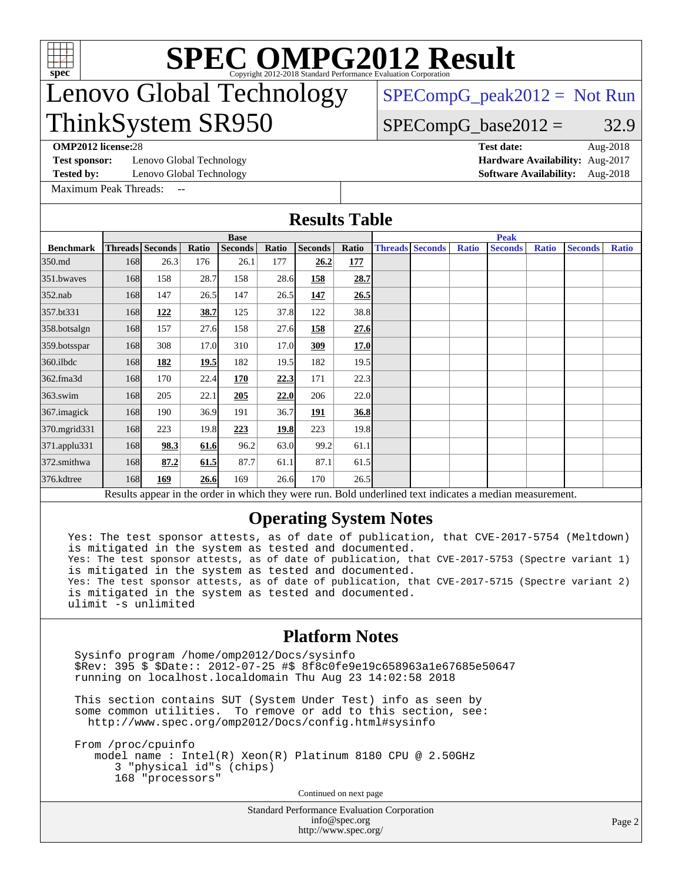# SPEC OMPG2012 Result

Copyright 2012-2018 Standard Performance Evaluation Corporation

# Lenovo Global Technology ThinkSystem SR950

SPECompG_peak2012 = Not Run

SPECompG_base2012 = 32.9

**OMP2012 license:** 28
**Test sponsor:** Lenovo Global Technology
**Tested by:** Lenovo Global Technology
Maximum Peak Threads: --

**Test date:** Aug-2018
**Hardware Availability:** Aug-2017
**Software Availability:** Aug-2018

## Results Table

| | Base | | | | | | | | Peak | | | | | | |
|---|---|---|---|---|---|---|---|---|---|---|---|---|---|---|---|
| **Benchmark** | **Threads** | **Seconds** | **Ratio** | **Seconds** | **Ratio** | **Seconds** | **Ratio** | **Threads** | **Seconds** | **Ratio** | **Seconds** | **Ratio** | **Seconds** | **Ratio** |
| 350.md | 168 | 26.3 | 176 | 26.1 | 177 | **26.2** | **177** | | | | | | | |
| 351.bwaves | 168 | 158 | 28.7 | 158 | 28.6 | **158** | **28.7** | | | | | | | |
| 352.nab | 168 | 147 | 26.5 | 147 | 26.5 | **147** | **26.5** | | | | | | | |
| 357.bt331 | 168 | **122** | **38.7** | 125 | 37.8 | 122 | 38.8 | | | | | | | |
| 358.botsalgn | 168 | 157 | 27.6 | 158 | 27.6 | **158** | **27.6** | | | | | | | |
| 359.botsspar | 168 | 308 | 17.0 | 310 | 17.0 | **309** | **17.0** | | | | | | | |
| 360.ilbdc | 168 | **182** | **19.5** | 182 | 19.5 | 182 | 19.5 | | | | | | | |
| 362.fma3d | 168 | 170 | 22.4 | **170** | **22.3** | 171 | 22.3 | | | | | | | |
| 363.swim | 168 | 205 | 22.1 | **205** | **22.0** | 206 | 22.0 | | | | | | | |
| 367.imagick | 168 | 190 | 36.9 | 191 | 36.7 | **191** | **36.8** | | | | | | | |
| 370.mgrid331 | 168 | 223 | 19.8 | **223** | **19.8** | 223 | 19.8 | | | | | | | |
| 371.applu331 | 168 | **98.3** | **61.6** | 96.2 | 63.0 | 99.2 | 61.1 | | | | | | | |
| 372.smithwa | 168 | **87.2** | **61.5** | 87.7 | 61.1 | 87.1 | 61.5 | | | | | | | |
| 376.kdtree | 168 | **169** | **26.6** | 169 | 26.6 | 170 | 26.5 | | | | | | | |

Results appear in the order in which they were run. Bold underlined text indicates a median measurement.

## Operating System Notes

```
Yes: The test sponsor attests, as of date of publication, that CVE-2017-5754 (Meltdown)
is mitigated in the system as tested and documented.
Yes: The test sponsor attests, as of date of publication, that CVE-2017-5753 (Spectre variant 1)
is mitigated in the system as tested and documented.
Yes: The test sponsor attests, as of date of publication, that CVE-2017-5715 (Spectre variant 2)
is mitigated in the system as tested and documented.
ulimit -s unlimited
```

## Platform Notes

```
Sysinfo program /home/omp2012/Docs/sysinfo
$Rev: 395 $ $Date:: 2012-07-25 #$ 8f8c0fe9e19c658963a1e67685e50647
running on localhost.localdomain Thu Aug 23 14:02:58 2018

This section contains SUT (System Under Test) info as seen by
some common utilities.  To remove or add to this section, see:
  http://www.spec.org/omp2012/Docs/config.html#sysinfo

From /proc/cpuinfo
   model name : Intel(R) Xeon(R) Platinum 8180 CPU @ 2.50GHz
      3 "physical id"s (chips)
      168 "processors"
```

Continued on next page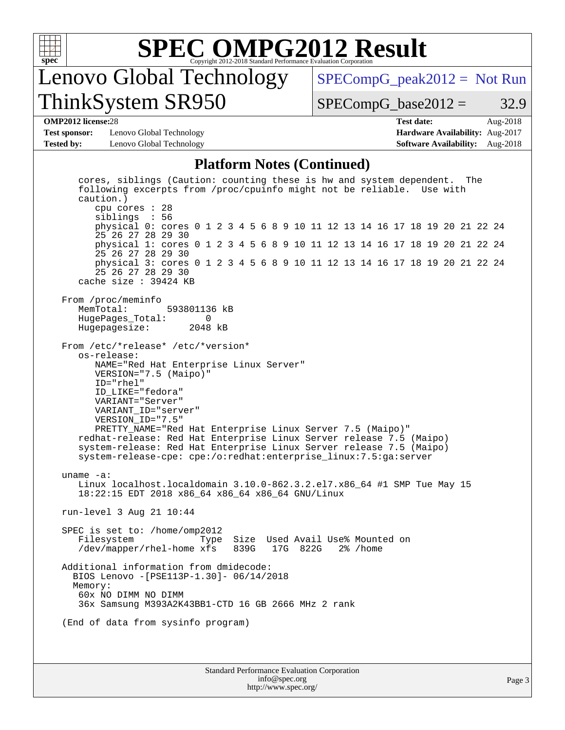## Platform Notes (Continued)

```
   cores, siblings (Caution: counting these is hw and system dependent.  The
   following excerpts from /proc/cpuinfo might not be reliable.  Use with
   caution.)
      cpu cores : 28
      siblings  : 56
      physical 0: cores 0 1 2 3 4 5 6 8 9 10 11 12 13 14 16 17 18 19 20 21 22 24
      25 26 27 28 29 30
      physical 1: cores 0 1 2 3 4 5 6 8 9 10 11 12 13 14 16 17 18 19 20 21 22 24
      25 26 27 28 29 30
      physical 3: cores 0 1 2 3 4 5 6 8 9 10 11 12 13 14 16 17 18 19 20 21 22 24
      25 26 27 28 29 30
   cache size : 39424 KB

From /proc/meminfo
   MemTotal:       593801136 kB
   HugePages_Total:       0
   Hugepagesize:       2048 kB

From /etc/*release* /etc/*version*
   os-release:
      NAME="Red Hat Enterprise Linux Server"
      VERSION="7.5 (Maipo)"
      ID="rhel"
      ID_LIKE="fedora"
      VARIANT="Server"
      VARIANT_ID="server"
      VERSION_ID="7.5"
      PRETTY_NAME="Red Hat Enterprise Linux Server 7.5 (Maipo)"
   redhat-release: Red Hat Enterprise Linux Server release 7.5 (Maipo)
   system-release: Red Hat Enterprise Linux Server release 7.5 (Maipo)
   system-release-cpe: cpe:/o:redhat:enterprise_linux:7.5:ga:server

uname -a:
   Linux localhost.localdomain 3.10.0-862.3.2.el7.x86_64 #1 SMP Tue May 15
   18:22:15 EDT 2018 x86_64 x86_64 x86_64 GNU/Linux

run-level 3 Aug 21 10:44

SPEC is set to: /home/omp2012
   Filesystem            Type  Size  Used Avail Use% Mounted on
   /dev/mapper/rhel-home xfs   839G   17G  822G   2% /home

Additional information from dmidecode:
  BIOS Lenovo -[PSE113P-1.30]- 06/14/2018
  Memory:
   60x NO DIMM NO DIMM
   36x Samsung M393A2K43BB1-CTD 16 GB 2666 MHz 2 rank

(End of data from sysinfo program)
```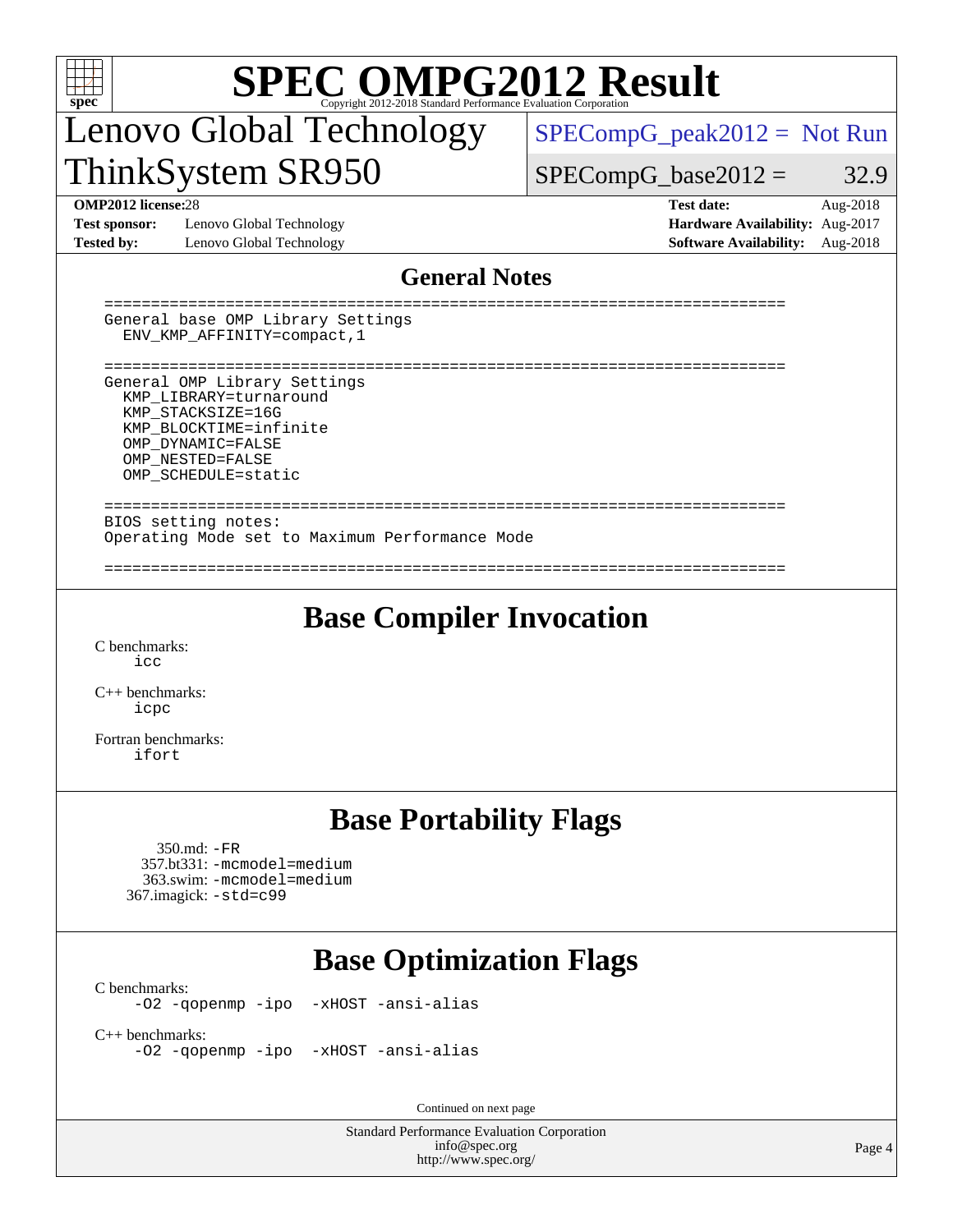# SPEC OMPG2012 Result

Copyright 2012-2018 Standard Performance Evaluation Corporation

## Lenovo Global Technology ThinkSystem SR950

SPECompG_peak2012 = Not Run

SPECompG_base2012 = 32.9

| | | | |
|---|---|---|---|
| **OMP2012 license:** 28 | | **Test date:** | Aug-2018 |
| **Test sponsor:** | Lenovo Global Technology | **Hardware Availability:** | Aug-2017 |
| **Tested by:** | Lenovo Global Technology | **Software Availability:** | Aug-2018 |

## General Notes

```
========================================================================
General base OMP Library Settings
  ENV_KMP_AFFINITY=compact,1

========================================================================
General OMP Library Settings
  KMP_LIBRARY=turnaround
  KMP_STACKSIZE=16G
  KMP_BLOCKTIME=infinite
  OMP_DYNAMIC=FALSE
  OMP_NESTED=FALSE
  OMP_SCHEDULE=static

========================================================================
BIOS setting notes:
Operating Mode set to Maximum Performance Mode

========================================================================
```

## Base Compiler Invocation

C benchmarks:
`icc`

C++ benchmarks:
`icpc`

Fortran benchmarks:
`ifort`

## Base Portability Flags

350.md: `-FR`
357.bt331: `-mcmodel=medium`
363.swim: `-mcmodel=medium`
367.imagick: `-std=c99`

## Base Optimization Flags

C benchmarks:
`-O2 -qopenmp -ipo -xHOST -ansi-alias`

C++ benchmarks:
`-O2 -qopenmp -ipo -xHOST -ansi-alias`

Continued on next page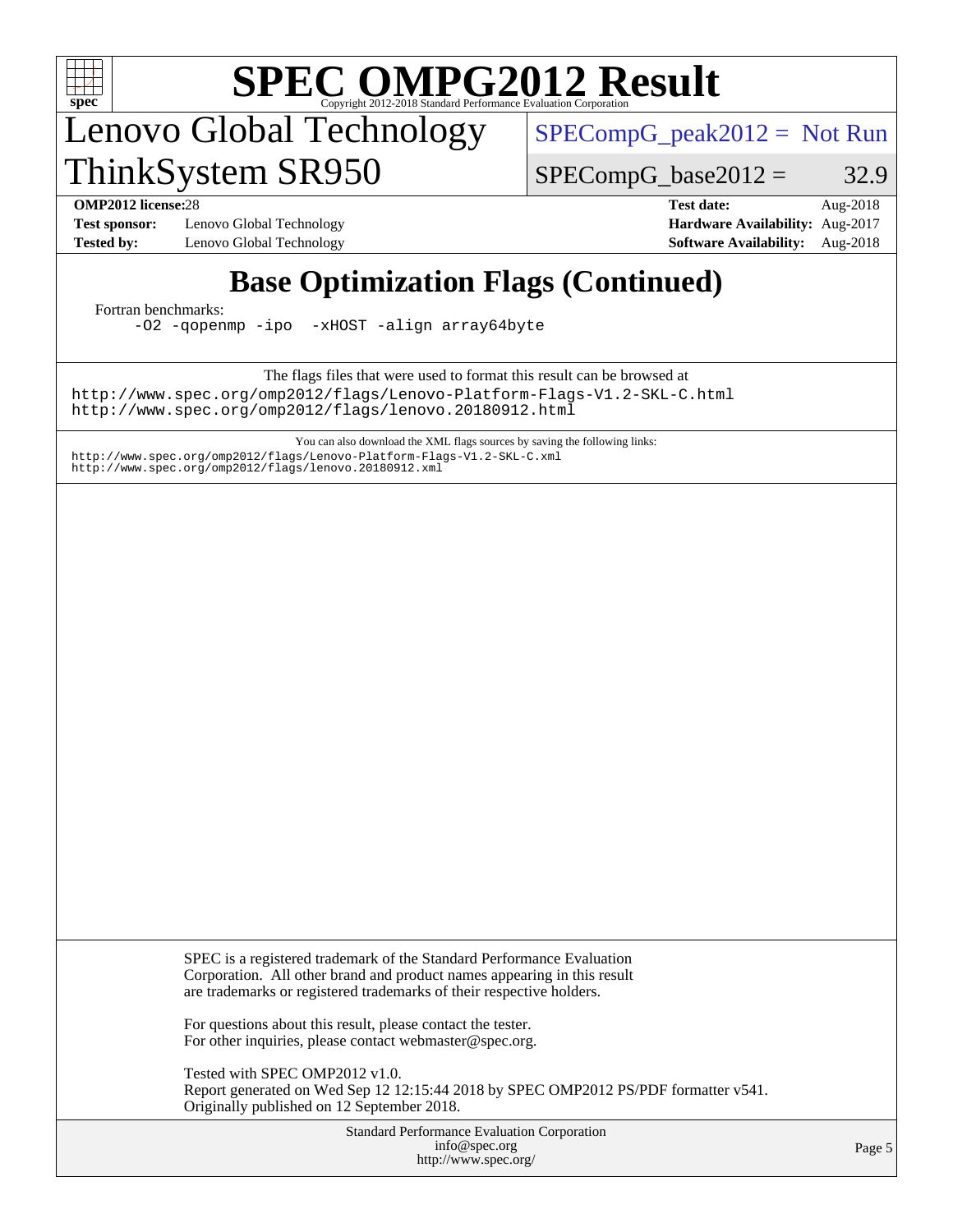# Base Optimization Flags (Continued)

Fortran benchmarks:

```
-O2 -qopenmp -ipo  -xHOST -align array64byte
```

The flags files that were used to format this result can be browsed at

http://www.spec.org/omp2012/flags/Lenovo-Platform-Flags-V1.2-SKL-C.html
http://www.spec.org/omp2012/flags/lenovo.20180912.html

You can also download the XML flags sources by saving the following links:

http://www.spec.org/omp2012/flags/Lenovo-Platform-Flags-V1.2-SKL-C.xml
http://www.spec.org/omp2012/flags/lenovo.20180912.xml

SPEC is a registered trademark of the Standard Performance Evaluation Corporation. All other brand and product names appearing in this result are trademarks or registered trademarks of their respective holders.

For questions about this result, please contact the tester.
For other inquiries, please contact webmaster@spec.org.

Tested with SPEC OMP2012 v1.0.
Report generated on Wed Sep 12 12:15:44 2018 by SPEC OMP2012 PS/PDF formatter v541.
Originally published on 12 September 2018.